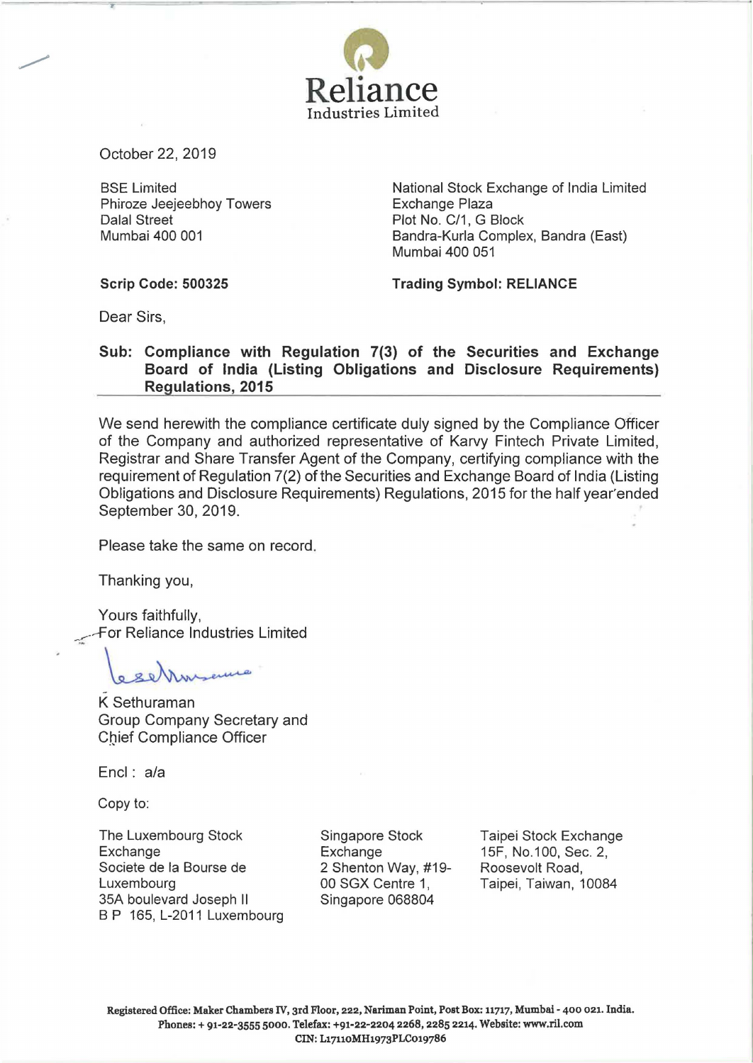# Reliance
Industries Limited

October 22, 2019

BSE Limited
Phiroze Jeejeebhoy Towers
Dalal Street
Mumbai 400 001

**Scrip Code: 500325**

National Stock Exchange of India Limited
Exchange Plaza
Plot No. C/1, G Block
Bandra-Kurla Complex, Bandra (East)
Mumbai 400 051

**Trading Symbol: RELIANCE**

Dear Sirs,

**Sub: Compliance with Regulation 7(3) of the Securities and Exchange Board of India (Listing Obligations and Disclosure Requirements) Regulations, 2015**

We send herewith the compliance certificate duly signed by the Compliance Officer of the Company and authorized representative of Karvy Fintech Private Limited, Registrar and Share Transfer Agent of the Company, certifying compliance with the requirement of Regulation 7(2) of the Securities and Exchange Board of India (Listing Obligations and Disclosure Requirements) Regulations, 2015 for the half year ended September 30, 2019.

Please take the same on record.

Thanking you,

Yours faithfully,
For Reliance Industries Limited

K Sethuraman
Group Company Secretary and
Chief Compliance Officer

Encl : a/a

Copy to:

The Luxembourg Stock Exchange
Societe de la Bourse de Luxembourg
35A boulevard Joseph II
B P 165, L-2011 Luxembourg

Singapore Stock Exchange
2 Shenton Way, #19-00 SGX Centre 1,
Singapore 068804

Taipei Stock Exchange
15F, No.100, Sec. 2,
Roosevolt Road,
Taipei, Taiwan, 10084

**Registered Office: Maker Chambers IV, 3rd Floor, 222, Nariman Point, Post Box: 11717, Mumbai - 400 021. India.**
**Phones: + 91-22-3555 5000. Telefax: +91-22-2204 2268, 2285 2214. Website: www.ril.com**
**CIN: L17110MH1973PLC019786**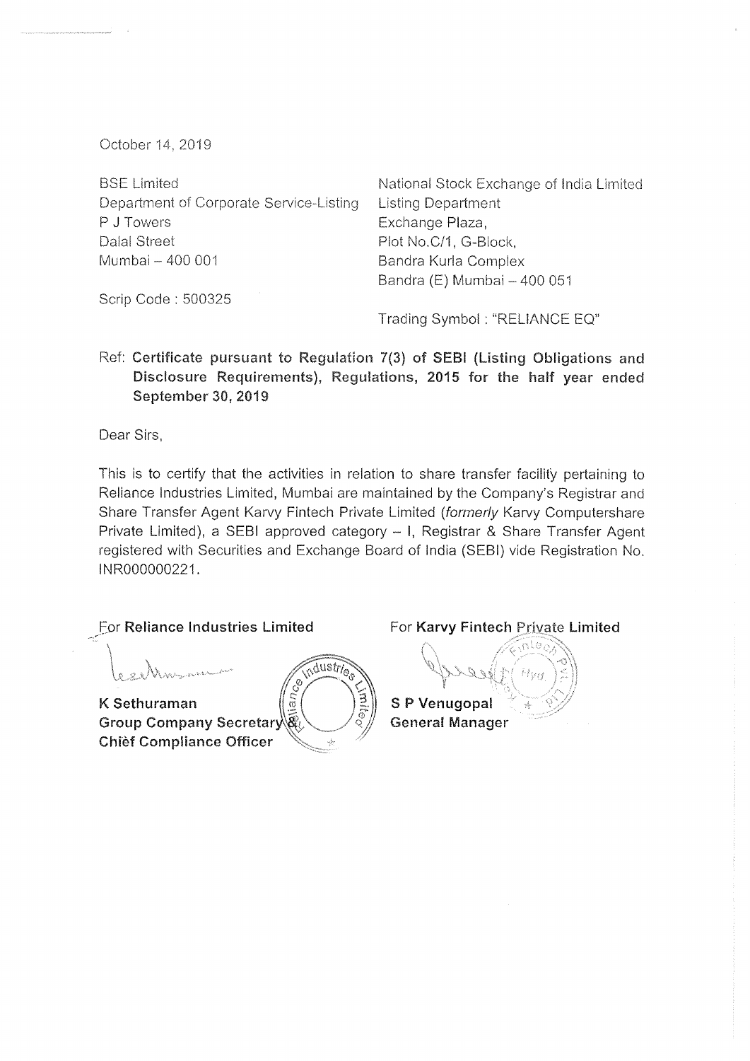October 14, 2019

BSE Limited
Department of Corporate Service-Listing
P J Towers
Dalal Street
Mumbai – 400 001

Scrip Code : 500325

National Stock Exchange of India Limited
Listing Department
Exchange Plaza,
Plot No.C/1, G-Block,
Bandra Kurla Complex
Bandra (E) Mumbai – 400 051

Trading Symbol : "RELIANCE EQ"

Ref: **Certificate pursuant to Regulation 7(3) of SEBI (Listing Obligations and Disclosure Requirements), Regulations, 2015 for the half year ended September 30, 2019**

Dear Sirs,

This is to certify that the activities in relation to share transfer facility pertaining to Reliance Industries Limited, Mumbai are maintained by the Company's Registrar and Share Transfer Agent Karvy Fintech Private Limited (*formerly* Karvy Computershare Private Limited), a SEBI approved category – I, Registrar & Share Transfer Agent registered with Securities and Exchange Board of India (SEBI) vide Registration No. INR000000221.

For **Reliance Industries Limited**

**K Sethuraman**
**Group Company Secretary & Chief Compliance Officer**

For **Karvy Fintech Private Limited**

**S P Venugopal**
**General Manager**